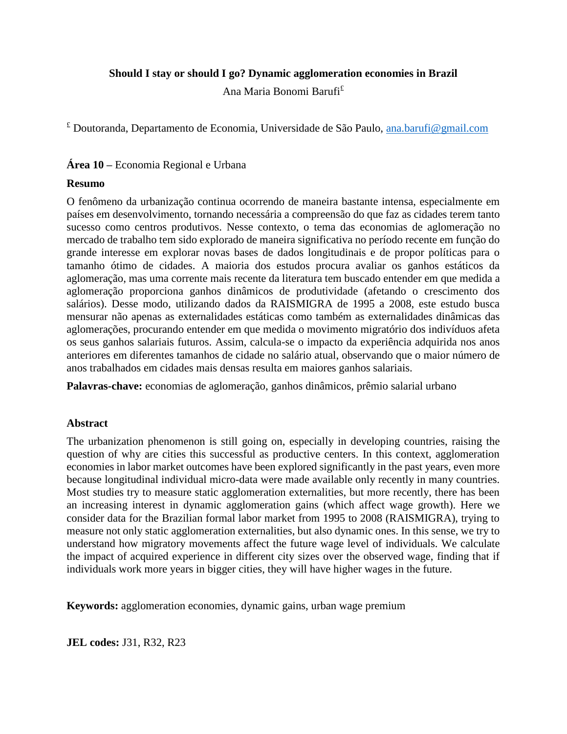# Should I stay or should I go? Dynamic agglomeration economies in Brazil

Ana Maria Bonomi Barufi[£]

[£] Doutoranda, Departamento de Economia, Universidade de São Paulo, ana.barufi@gmail.com

**Área 10 –** Economia Regional e Urbana

**Resumo**

O fenômeno da urbanização continua ocorrendo de maneira bastante intensa, especialmente em países em desenvolvimento, tornando necessária a compreensão do que faz as cidades terem tanto sucesso como centros produtivos. Nesse contexto, o tema das economias de aglomeração no mercado de trabalho tem sido explorado de maneira significativa no período recente em função do grande interesse em explorar novas bases de dados longitudinais e de propor políticas para o tamanho ótimo de cidades. A maioria dos estudos procura avaliar os ganhos estáticos da aglomeração, mas uma corrente mais recente da literatura tem buscado entender em que medida a aglomeração proporciona ganhos dinâmicos de produtividade (afetando o crescimento dos salários). Desse modo, utilizando dados da RAISMIGRA de 1995 a 2008, este estudo busca mensurar não apenas as externalidades estáticas como também as externalidades dinâmicas das aglomerações, procurando entender em que medida o movimento migratório dos indivíduos afeta os seus ganhos salariais futuros. Assim, calcula-se o impacto da experiência adquirida nos anos anteriores em diferentes tamanhos de cidade no salário atual, observando que o maior número de anos trabalhados em cidades mais densas resulta em maiores ganhos salariais.

**Palavras-chave:** economias de aglomeração, ganhos dinâmicos, prêmio salarial urbano

**Abstract**

The urbanization phenomenon is still going on, especially in developing countries, raising the question of why are cities this successful as productive centers. In this context, agglomeration economies in labor market outcomes have been explored significantly in the past years, even more because longitudinal individual micro-data were made available only recently in many countries. Most studies try to measure static agglomeration externalities, but more recently, there has been an increasing interest in dynamic agglomeration gains (which affect wage growth). Here we consider data for the Brazilian formal labor market from 1995 to 2008 (RAISMIGRA), trying to measure not only static agglomeration externalities, but also dynamic ones. In this sense, we try to understand how migratory movements affect the future wage level of individuals. We calculate the impact of acquired experience in different city sizes over the observed wage, finding that if individuals work more years in bigger cities, they will have higher wages in the future.

**Keywords:** agglomeration economies, dynamic gains, urban wage premium

**JEL codes:** J31, R32, R23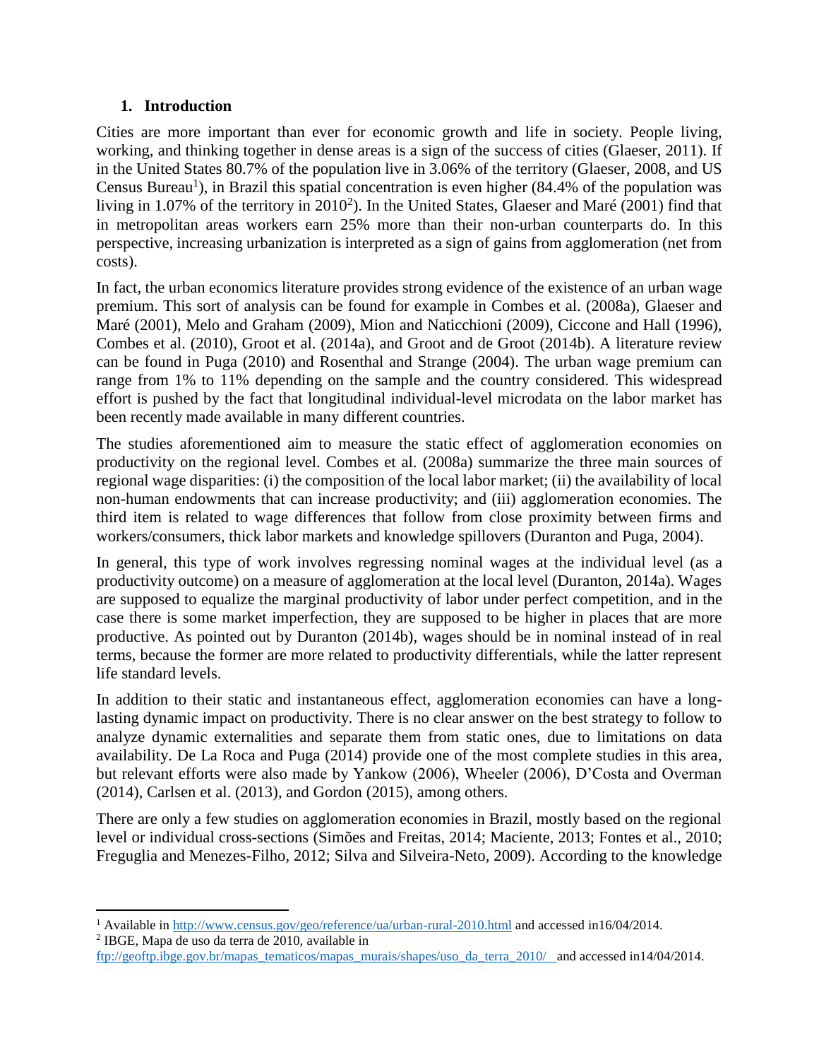## 1. Introduction

Cities are more important than ever for economic growth and life in society. People living, working, and thinking together in dense areas is a sign of the success of cities (Glaeser, 2011). If in the United States 80.7% of the population live in 3.06% of the territory (Glaeser, 2008, and US Census Bureau[1]), in Brazil this spatial concentration is even higher (84.4% of the population was living in 1.07% of the territory in 2010[2]). In the United States, Glaeser and Maré (2001) find that in metropolitan areas workers earn 25% more than their non-urban counterparts do. In this perspective, increasing urbanization is interpreted as a sign of gains from agglomeration (net from costs).

In fact, the urban economics literature provides strong evidence of the existence of an urban wage premium. This sort of analysis can be found for example in Combes et al. (2008a), Glaeser and Maré (2001), Melo and Graham (2009), Mion and Naticchioni (2009), Ciccone and Hall (1996), Combes et al. (2010), Groot et al. (2014a), and Groot and de Groot (2014b). A literature review can be found in Puga (2010) and Rosenthal and Strange (2004). The urban wage premium can range from 1% to 11% depending on the sample and the country considered. This widespread effort is pushed by the fact that longitudinal individual-level microdata on the labor market has been recently made available in many different countries.

The studies aforementioned aim to measure the static effect of agglomeration economies on productivity on the regional level. Combes et al. (2008a) summarize the three main sources of regional wage disparities: (i) the composition of the local labor market; (ii) the availability of local non-human endowments that can increase productivity; and (iii) agglomeration economies. The third item is related to wage differences that follow from close proximity between firms and workers/consumers, thick labor markets and knowledge spillovers (Duranton and Puga, 2004).

In general, this type of work involves regressing nominal wages at the individual level (as a productivity outcome) on a measure of agglomeration at the local level (Duranton, 2014a). Wages are supposed to equalize the marginal productivity of labor under perfect competition, and in the case there is some market imperfection, they are supposed to be higher in places that are more productive. As pointed out by Duranton (2014b), wages should be in nominal instead of in real terms, because the former are more related to productivity differentials, while the latter represent life standard levels.

In addition to their static and instantaneous effect, agglomeration economies can have a long-lasting dynamic impact on productivity. There is no clear answer on the best strategy to follow to analyze dynamic externalities and separate them from static ones, due to limitations on data availability. De La Roca and Puga (2014) provide one of the most complete studies in this area, but relevant efforts were also made by Yankow (2006), Wheeler (2006), D'Costa and Overman (2014), Carlsen et al. (2013), and Gordon (2015), among others.

There are only a few studies on agglomeration economies in Brazil, mostly based on the regional level or individual cross-sections (Simões and Freitas, 2014; Maciente, 2013; Fontes et al., 2010; Freguglia and Menezes-Filho, 2012; Silva and Silveira-Neto, 2009). According to the knowledge

[1] Available in http://www.census.gov/geo/reference/ua/urban-rural-2010.html and accessed in16/04/2014.

[2] IBGE, Mapa de uso da terra de 2010, available in ftp://geoftp.ibge.gov.br/mapas_tematicos/mapas_murais/shapes/uso_da_terra_2010/ and accessed in14/04/2014.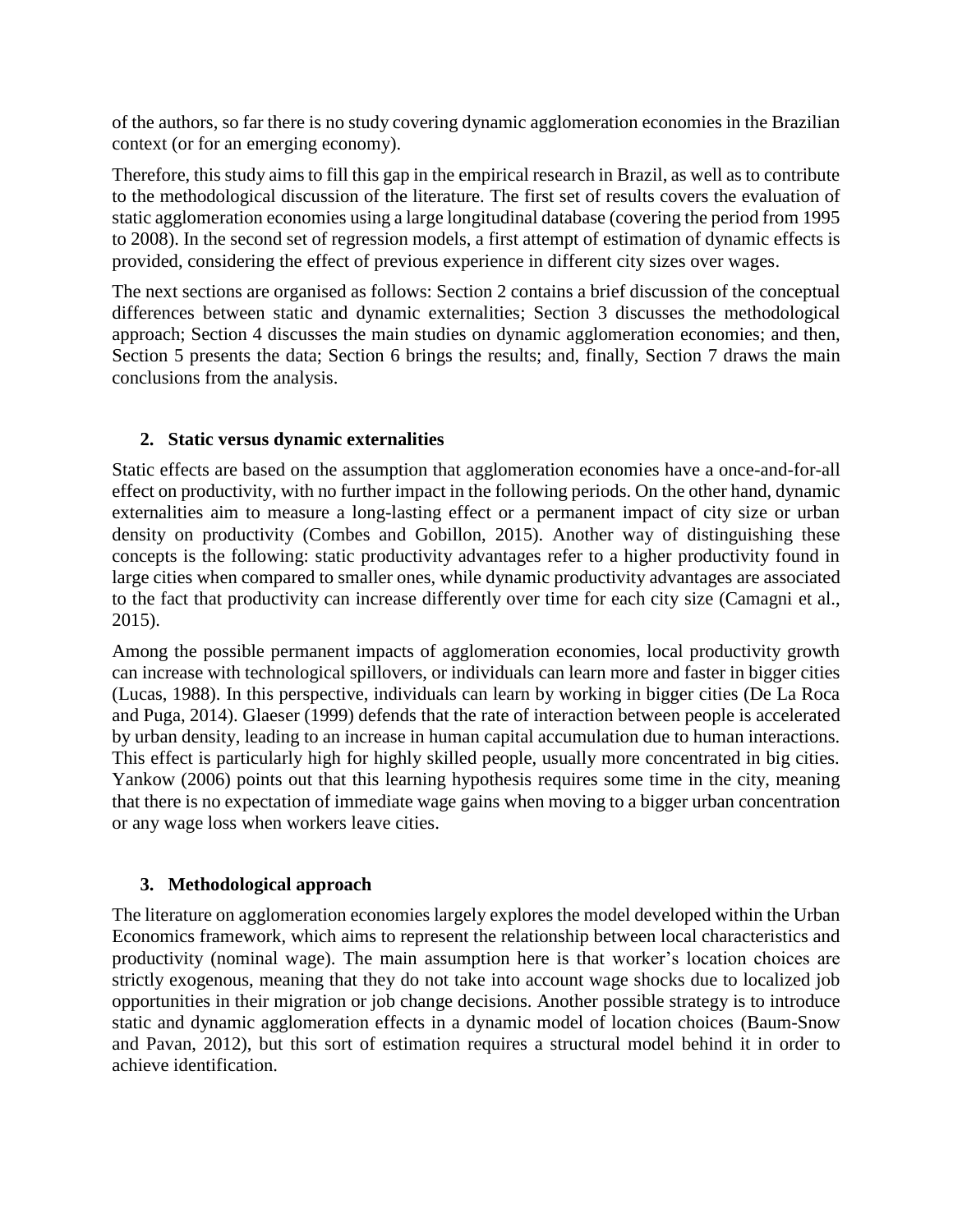of the authors, so far there is no study covering dynamic agglomeration economies in the Brazilian context (or for an emerging economy).

Therefore, this study aims to fill this gap in the empirical research in Brazil, as well as to contribute to the methodological discussion of the literature. The first set of results covers the evaluation of static agglomeration economies using a large longitudinal database (covering the period from 1995 to 2008). In the second set of regression models, a first attempt of estimation of dynamic effects is provided, considering the effect of previous experience in different city sizes over wages.

The next sections are organised as follows: Section 2 contains a brief discussion of the conceptual differences between static and dynamic externalities; Section 3 discusses the methodological approach; Section 4 discusses the main studies on dynamic agglomeration economies; and then, Section 5 presents the data; Section 6 brings the results; and, finally, Section 7 draws the main conclusions from the analysis.

## 2. Static versus dynamic externalities

Static effects are based on the assumption that agglomeration economies have a once-and-for-all effect on productivity, with no further impact in the following periods. On the other hand, dynamic externalities aim to measure a long-lasting effect or a permanent impact of city size or urban density on productivity (Combes and Gobillon, 2015). Another way of distinguishing these concepts is the following: static productivity advantages refer to a higher productivity found in large cities when compared to smaller ones, while dynamic productivity advantages are associated to the fact that productivity can increase differently over time for each city size (Camagni et al., 2015).

Among the possible permanent impacts of agglomeration economies, local productivity growth can increase with technological spillovers, or individuals can learn more and faster in bigger cities (Lucas, 1988). In this perspective, individuals can learn by working in bigger cities (De La Roca and Puga, 2014). Glaeser (1999) defends that the rate of interaction between people is accelerated by urban density, leading to an increase in human capital accumulation due to human interactions. This effect is particularly high for highly skilled people, usually more concentrated in big cities. Yankow (2006) points out that this learning hypothesis requires some time in the city, meaning that there is no expectation of immediate wage gains when moving to a bigger urban concentration or any wage loss when workers leave cities.

## 3. Methodological approach

The literature on agglomeration economies largely explores the model developed within the Urban Economics framework, which aims to represent the relationship between local characteristics and productivity (nominal wage). The main assumption here is that worker's location choices are strictly exogenous, meaning that they do not take into account wage shocks due to localized job opportunities in their migration or job change decisions. Another possible strategy is to introduce static and dynamic agglomeration effects in a dynamic model of location choices (Baum-Snow and Pavan, 2012), but this sort of estimation requires a structural model behind it in order to achieve identification.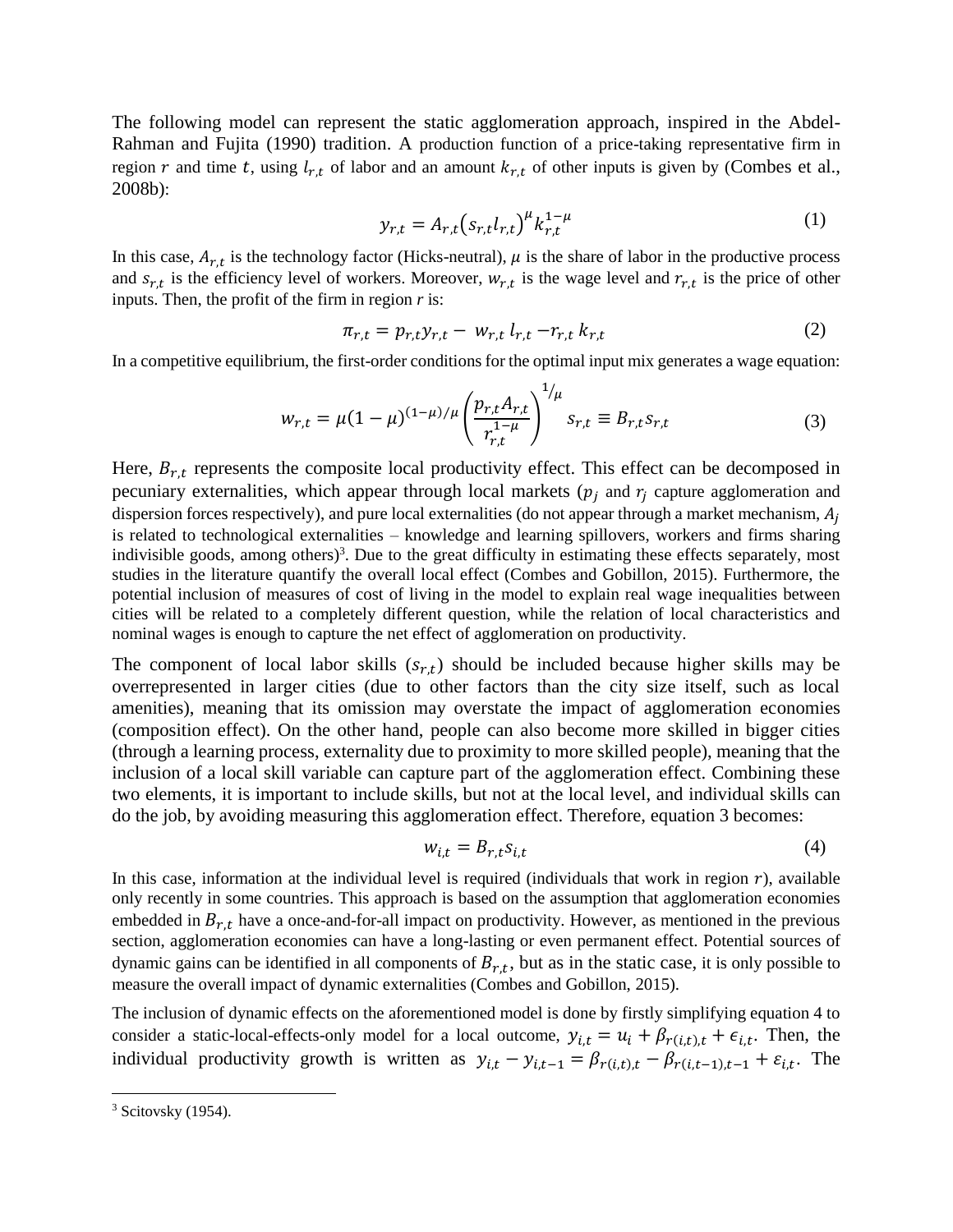The following model can represent the static agglomeration approach, inspired in the Abdel-Rahman and Fujita (1990) tradition. A production function of a price-taking representative firm in region $r$ and time $t$, using $l_{r,t}$ of labor and an amount $k_{r,t}$ of other inputs is given by (Combes et al., 2008b):

$$y_{r,t} = A_{r,t}\left(s_{r,t} l_{r,t}\right)^{\mu} k_{r,t}^{1-\mu} \tag{1}$$

In this case, $A_{r,t}$ is the technology factor (Hicks-neutral), $\mu$ is the share of labor in the productive process and $s_{r,t}$ is the efficiency level of workers. Moreover, $w_{r,t}$ is the wage level and $r_{r,t}$ is the price of other inputs. Then, the profit of the firm in region *r* is:

$$\pi_{r,t} = p_{r,t} y_{r,t} - w_{r,t}\, l_{r,t} - r_{r,t}\, k_{r,t} \tag{2}$$

In a competitive equilibrium, the first-order conditions for the optimal input mix generates a wage equation:

$$w_{r,t} = \mu(1-\mu)^{(1-\mu)/\mu} \left(\frac{p_{r,t} A_{r,t}}{r_{r,t}^{1-\mu}}\right)^{1/\mu} s_{r,t} \equiv B_{r,t} s_{r,t} \tag{3}$$

Here, $B_{r,t}$ represents the composite local productivity effect. This effect can be decomposed in pecuniary externalities, which appear through local markets ($p_j$ and $r_j$ capture agglomeration and dispersion forces respectively), and pure local externalities (do not appear through a market mechanism, $A_j$ is related to technological externalities – knowledge and learning spillovers, workers and firms sharing indivisible goods, among others)[3]. Due to the great difficulty in estimating these effects separately, most studies in the literature quantify the overall local effect (Combes and Gobillon, 2015). Furthermore, the potential inclusion of measures of cost of living in the model to explain real wage inequalities between cities will be related to a completely different question, while the relation of local characteristics and nominal wages is enough to capture the net effect of agglomeration on productivity.

The component of local labor skills ($s_{r,t}$) should be included because higher skills may be overrepresented in larger cities (due to other factors than the city size itself, such as local amenities), meaning that its omission may overstate the impact of agglomeration economies (composition effect). On the other hand, people can also become more skilled in bigger cities (through a learning process, externality due to proximity to more skilled people), meaning that the inclusion of a local skill variable can capture part of the agglomeration effect. Combining these two elements, it is important to include skills, but not at the local level, and individual skills can do the job, by avoiding measuring this agglomeration effect. Therefore, equation 3 becomes:

$$w_{i,t} = B_{r,t} s_{i,t} \tag{4}$$

In this case, information at the individual level is required (individuals that work in region $r$), available only recently in some countries. This approach is based on the assumption that agglomeration economies embedded in $B_{r,t}$ have a once-and-for-all impact on productivity. However, as mentioned in the previous section, agglomeration economies can have a long-lasting or even permanent effect. Potential sources of dynamic gains can be identified in all components of $B_{r,t}$, but as in the static case, it is only possible to measure the overall impact of dynamic externalities (Combes and Gobillon, 2015).

The inclusion of dynamic effects on the aforementioned model is done by firstly simplifying equation 4 to consider a static-local-effects-only model for a local outcome, $y_{i,t} = u_i + \beta_{r(i,t),t} + \epsilon_{i,t}$. Then, the individual productivity growth is written as $y_{i,t} - y_{i,t-1} = \beta_{r(i,t),t} - \beta_{r(i,t-1),t-1} + \varepsilon_{i,t}$. The

[3] Scitovsky (1954).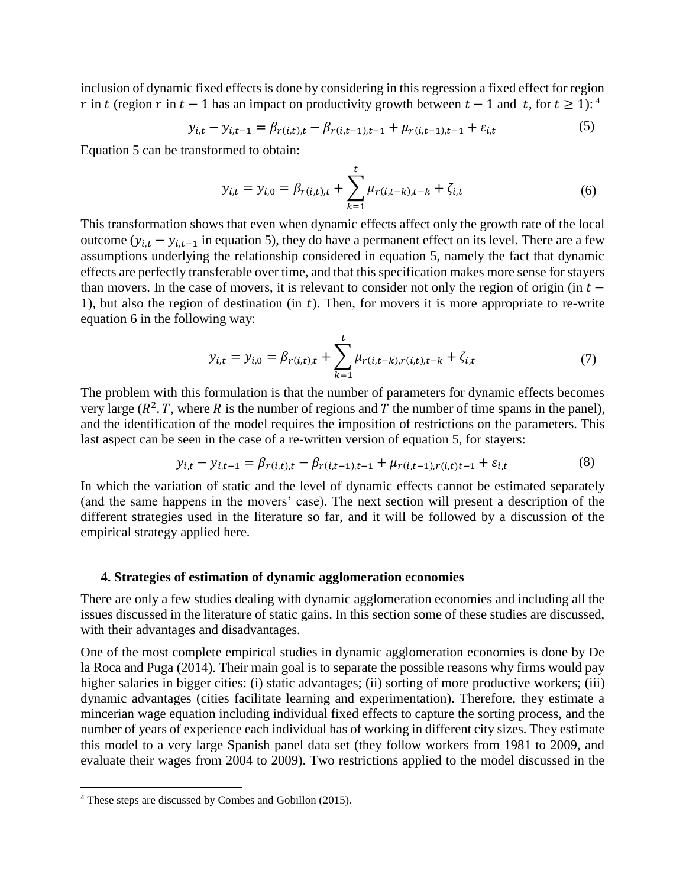inclusion of dynamic fixed effects is done by considering in this regression a fixed effect for region $r$ in $t$ (region $r$ in $t-1$ has an impact on productivity growth between $t-1$ and $t$, for $t \geq 1$): [4]

$$y_{i,t} - y_{i,t-1} = \beta_{r(i,t),t} - \beta_{r(i,t-1),t-1} + \mu_{r(i,t-1),t-1} + \varepsilon_{i,t} \tag{5}$$

Equation 5 can be transformed to obtain:

$$y_{i,t} = y_{i,0} = \beta_{r(i,t),t} + \sum_{k=1}^{t} \mu_{r(i,t-k),t-k} + \zeta_{i,t} \tag{6}$$

This transformation shows that even when dynamic effects affect only the growth rate of the local outcome ($y_{i,t} - y_{i,t-1}$ in equation 5), they do have a permanent effect on its level. There are a few assumptions underlying the relationship considered in equation 5, namely the fact that dynamic effects are perfectly transferable over time, and that this specification makes more sense for stayers than movers. In the case of movers, it is relevant to consider not only the region of origin (in $t-1$), but also the region of destination (in $t$). Then, for movers it is more appropriate to re-write equation 6 in the following way:

$$y_{i,t} = y_{i,0} = \beta_{r(i,t),t} + \sum_{k=1}^{t} \mu_{r(i,t-k),r(i,t),t-k} + \zeta_{i,t} \tag{7}$$

The problem with this formulation is that the number of parameters for dynamic effects becomes very large ($R^2.T$, where $R$ is the number of regions and $T$ the number of time spams in the panel), and the identification of the model requires the imposition of restrictions on the parameters. This last aspect can be seen in the case of a re-written version of equation 5, for stayers:

$$y_{i,t} - y_{i,t-1} = \beta_{r(i,t),t} - \beta_{r(i,t-1),t-1} + \mu_{r(i,t-1),r(i,t)t-1} + \varepsilon_{i,t} \tag{8}$$

In which the variation of static and the level of dynamic effects cannot be estimated separately (and the same happens in the movers' case). The next section will present a description of the different strategies used in the literature so far, and it will be followed by a discussion of the empirical strategy applied here.

## 4. Strategies of estimation of dynamic agglomeration economies

There are only a few studies dealing with dynamic agglomeration economies and including all the issues discussed in the literature of static gains. In this section some of these studies are discussed, with their advantages and disadvantages.

One of the most complete empirical studies in dynamic agglomeration economies is done by De la Roca and Puga (2014). Their main goal is to separate the possible reasons why firms would pay higher salaries in bigger cities: (i) static advantages; (ii) sorting of more productive workers; (iii) dynamic advantages (cities facilitate learning and experimentation). Therefore, they estimate a mincerian wage equation including individual fixed effects to capture the sorting process, and the number of years of experience each individual has of working in different city sizes. They estimate this model to a very large Spanish panel data set (they follow workers from 1981 to 2009, and evaluate their wages from 2004 to 2009). Two restrictions applied to the model discussed in the

[4] These steps are discussed by Combes and Gobillon (2015).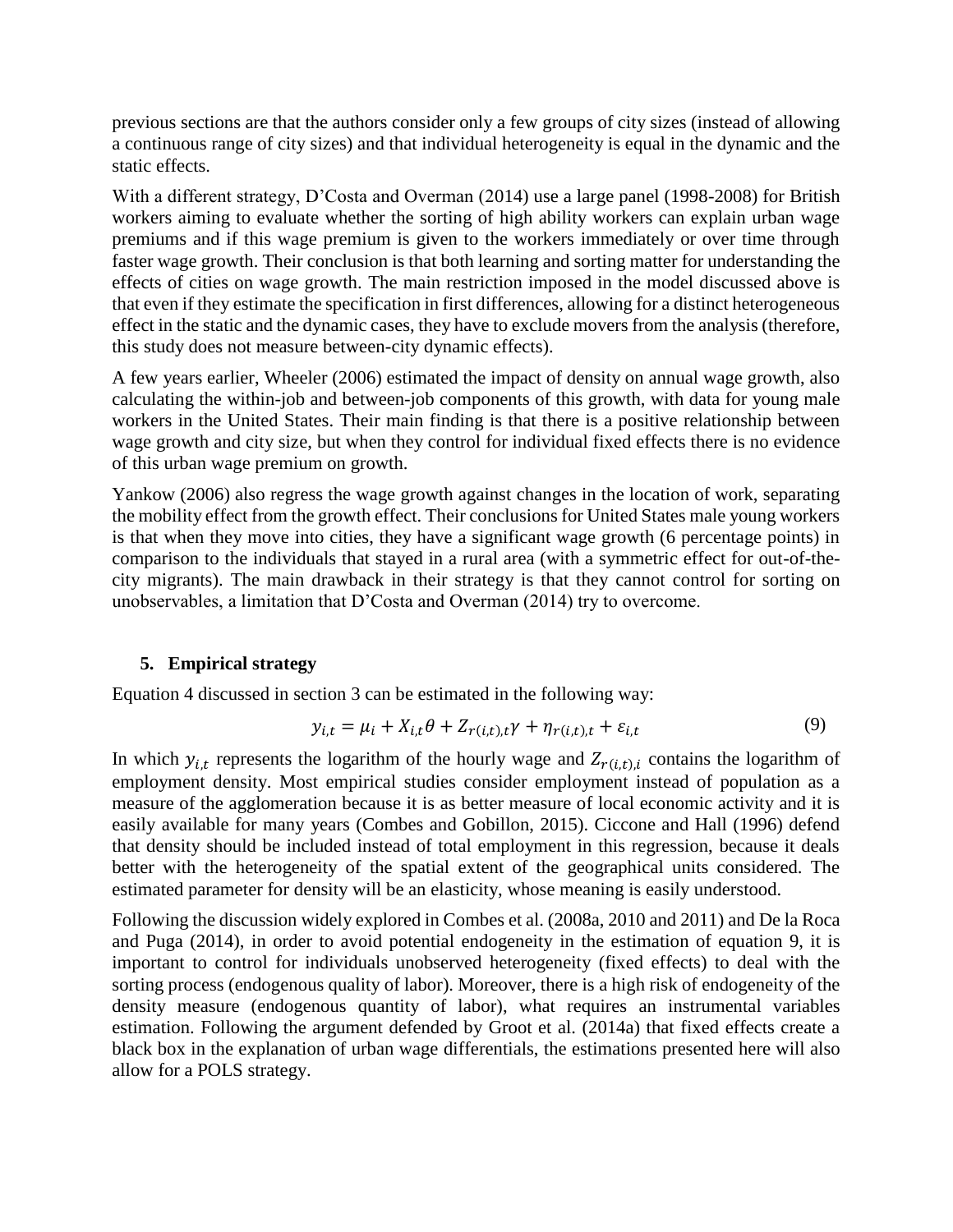previous sections are that the authors consider only a few groups of city sizes (instead of allowing a continuous range of city sizes) and that individual heterogeneity is equal in the dynamic and the static effects.

With a different strategy, D'Costa and Overman (2014) use a large panel (1998-2008) for British workers aiming to evaluate whether the sorting of high ability workers can explain urban wage premiums and if this wage premium is given to the workers immediately or over time through faster wage growth. Their conclusion is that both learning and sorting matter for understanding the effects of cities on wage growth. The main restriction imposed in the model discussed above is that even if they estimate the specification in first differences, allowing for a distinct heterogeneous effect in the static and the dynamic cases, they have to exclude movers from the analysis (therefore, this study does not measure between-city dynamic effects).

A few years earlier, Wheeler (2006) estimated the impact of density on annual wage growth, also calculating the within-job and between-job components of this growth, with data for young male workers in the United States. Their main finding is that there is a positive relationship between wage growth and city size, but when they control for individual fixed effects there is no evidence of this urban wage premium on growth.

Yankow (2006) also regress the wage growth against changes in the location of work, separating the mobility effect from the growth effect. Their conclusions for United States male young workers is that when they move into cities, they have a significant wage growth (6 percentage points) in comparison to the individuals that stayed in a rural area (with a symmetric effect for out-of-the-city migrants). The main drawback in their strategy is that they cannot control for sorting on unobservables, a limitation that D'Costa and Overman (2014) try to overcome.

## 5. Empirical strategy

Equation 4 discussed in section 3 can be estimated in the following way:

$$y_{i,t} = \mu_i + X_{i,t}\theta + Z_{r(i,t),t}\gamma + \eta_{r(i,t),t} + \varepsilon_{i,t} \tag{9}$$

In which $y_{i,t}$ represents the logarithm of the hourly wage and $Z_{r(i,t),i}$ contains the logarithm of employment density. Most empirical studies consider employment instead of population as a measure of the agglomeration because it is as better measure of local economic activity and it is easily available for many years (Combes and Gobillon, 2015). Ciccone and Hall (1996) defend that density should be included instead of total employment in this regression, because it deals better with the heterogeneity of the spatial extent of the geographical units considered. The estimated parameter for density will be an elasticity, whose meaning is easily understood.

Following the discussion widely explored in Combes et al. (2008a, 2010 and 2011) and De la Roca and Puga (2014), in order to avoid potential endogeneity in the estimation of equation 9, it is important to control for individuals unobserved heterogeneity (fixed effects) to deal with the sorting process (endogenous quality of labor). Moreover, there is a high risk of endogeneity of the density measure (endogenous quantity of labor), what requires an instrumental variables estimation. Following the argument defended by Groot et al. (2014a) that fixed effects create a black box in the explanation of urban wage differentials, the estimations presented here will also allow for a POLS strategy.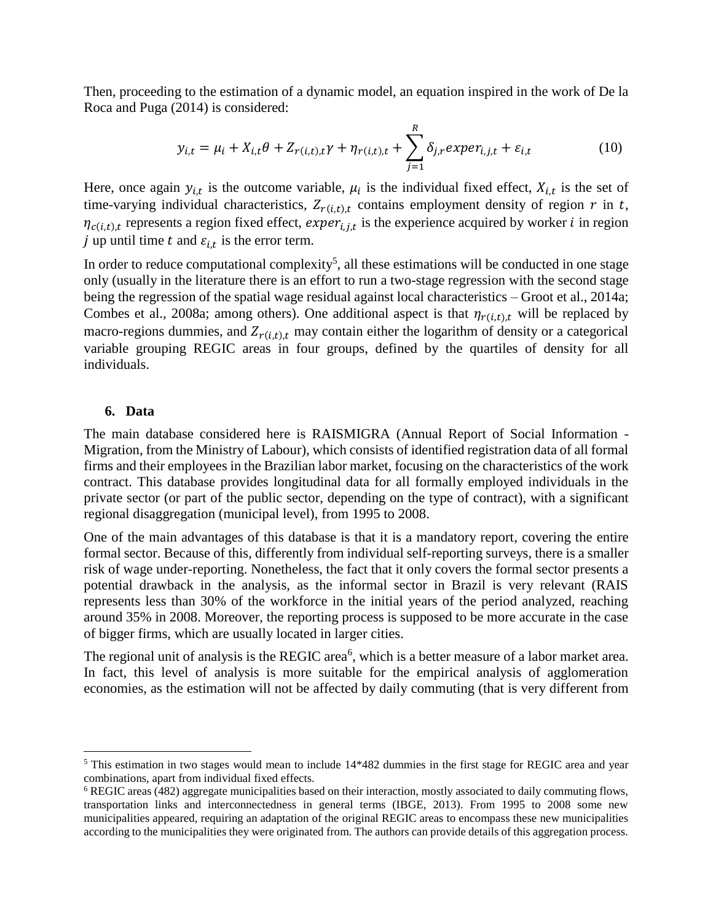Then, proceeding to the estimation of a dynamic model, an equation inspired in the work of De la Roca and Puga (2014) is considered:

$$y_{i,t} = \mu_i + X_{i,t}\theta + Z_{r(i,t),t}\gamma + \eta_{r(i,t),t} + \sum_{j=1}^{R} \delta_{j,r} exper_{i,j,t} + \varepsilon_{i,t} \quad (10)$$

Here, once again $y_{i,t}$ is the outcome variable, $\mu_i$ is the individual fixed effect, $X_{i,t}$ is the set of time-varying individual characteristics, $Z_{r(i,t),t}$ contains employment density of region $r$ in $t$, $\eta_{c(i,t),t}$ represents a region fixed effect, $exper_{i,j,t}$ is the experience acquired by worker $i$ in region $j$ up until time $t$ and $\varepsilon_{i,t}$ is the error term.

In order to reduce computational complexity[5], all these estimations will be conducted in one stage only (usually in the literature there is an effort to run a two-stage regression with the second stage being the regression of the spatial wage residual against local characteristics – Groot et al., 2014a; Combes et al., 2008a; among others). One additional aspect is that $\eta_{r(i,t),t}$ will be replaced by macro-regions dummies, and $Z_{r(i,t),t}$ may contain either the logarithm of density or a categorical variable grouping REGIC areas in four groups, defined by the quartiles of density for all individuals.

## 6. Data

The main database considered here is RAISMIGRA (Annual Report of Social Information - Migration, from the Ministry of Labour), which consists of identified registration data of all formal firms and their employees in the Brazilian labor market, focusing on the characteristics of the work contract. This database provides longitudinal data for all formally employed individuals in the private sector (or part of the public sector, depending on the type of contract), with a significant regional disaggregation (municipal level), from 1995 to 2008.

One of the main advantages of this database is that it is a mandatory report, covering the entire formal sector. Because of this, differently from individual self-reporting surveys, there is a smaller risk of wage under-reporting. Nonetheless, the fact that it only covers the formal sector presents a potential drawback in the analysis, as the informal sector in Brazil is very relevant (RAIS represents less than 30% of the workforce in the initial years of the period analyzed, reaching around 35% in 2008. Moreover, the reporting process is supposed to be more accurate in the case of bigger firms, which are usually located in larger cities.

The regional unit of analysis is the REGIC area[6], which is a better measure of a labor market area. In fact, this level of analysis is more suitable for the empirical analysis of agglomeration economies, as the estimation will not be affected by daily commuting (that is very different from

---

[5] This estimation in two stages would mean to include 14*482 dummies in the first stage for REGIC area and year combinations, apart from individual fixed effects.

[6] REGIC areas (482) aggregate municipalities based on their interaction, mostly associated to daily commuting flows, transportation links and interconnectedness in general terms (IBGE, 2013). From 1995 to 2008 some new municipalities appeared, requiring an adaptation of the original REGIC areas to encompass these new municipalities according to the municipalities they were originated from. The authors can provide details of this aggregation process.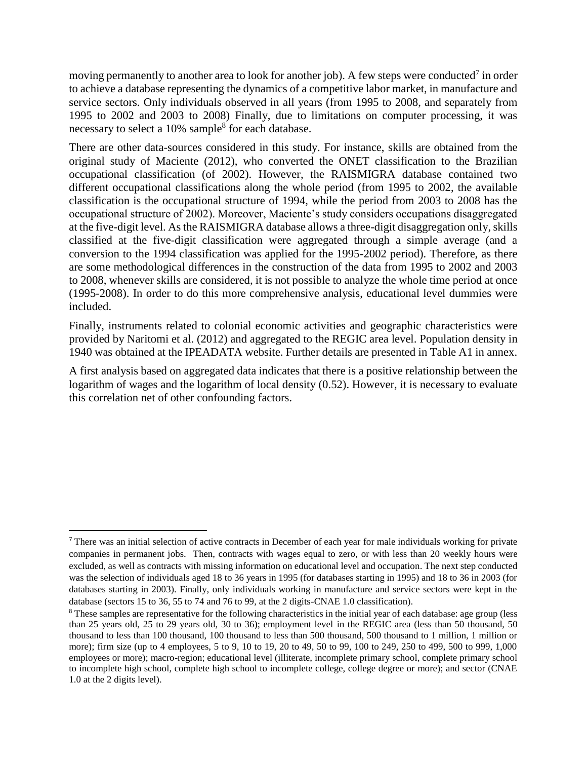moving permanently to another area to look for another job). A few steps were conducted[7] in order to achieve a database representing the dynamics of a competitive labor market, in manufacture and service sectors. Only individuals observed in all years (from 1995 to 2008, and separately from 1995 to 2002 and 2003 to 2008) Finally, due to limitations on computer processing, it was necessary to select a 10% sample[8] for each database.

There are other data-sources considered in this study. For instance, skills are obtained from the original study of Maciente (2012), who converted the ONET classification to the Brazilian occupational classification (of 2002). However, the RAISMIGRA database contained two different occupational classifications along the whole period (from 1995 to 2002, the available classification is the occupational structure of 1994, while the period from 2003 to 2008 has the occupational structure of 2002). Moreover, Maciente's study considers occupations disaggregated at the five-digit level. As the RAISMIGRA database allows a three-digit disaggregation only, skills classified at the five-digit classification were aggregated through a simple average (and a conversion to the 1994 classification was applied for the 1995-2002 period). Therefore, as there are some methodological differences in the construction of the data from 1995 to 2002 and 2003 to 2008, whenever skills are considered, it is not possible to analyze the whole time period at once (1995-2008). In order to do this more comprehensive analysis, educational level dummies were included.

Finally, instruments related to colonial economic activities and geographic characteristics were provided by Naritomi et al. (2012) and aggregated to the REGIC area level. Population density in 1940 was obtained at the IPEADATA website. Further details are presented in Table A1 in annex.

A first analysis based on aggregated data indicates that there is a positive relationship between the logarithm of wages and the logarithm of local density (0.52). However, it is necessary to evaluate this correlation net of other confounding factors.

---

[7] There was an initial selection of active contracts in December of each year for male individuals working for private companies in permanent jobs. Then, contracts with wages equal to zero, or with less than 20 weekly hours were excluded, as well as contracts with missing information on educational level and occupation. The next step conducted was the selection of individuals aged 18 to 36 years in 1995 (for databases starting in 1995) and 18 to 36 in 2003 (for databases starting in 2003). Finally, only individuals working in manufacture and service sectors were kept in the database (sectors 15 to 36, 55 to 74 and 76 to 99, at the 2 digits-CNAE 1.0 classification).

[8] These samples are representative for the following characteristics in the initial year of each database: age group (less than 25 years old, 25 to 29 years old, 30 to 36); employment level in the REGIC area (less than 50 thousand, 50 thousand to less than 100 thousand, 100 thousand to less than 500 thousand, 500 thousand to 1 million, 1 million or more); firm size (up to 4 employees, 5 to 9, 10 to 19, 20 to 49, 50 to 99, 100 to 249, 250 to 499, 500 to 999, 1,000 employees or more); macro-region; educational level (illiterate, incomplete primary school, complete primary school to incomplete high school, complete high school to incomplete college, college degree or more); and sector (CNAE 1.0 at the 2 digits level).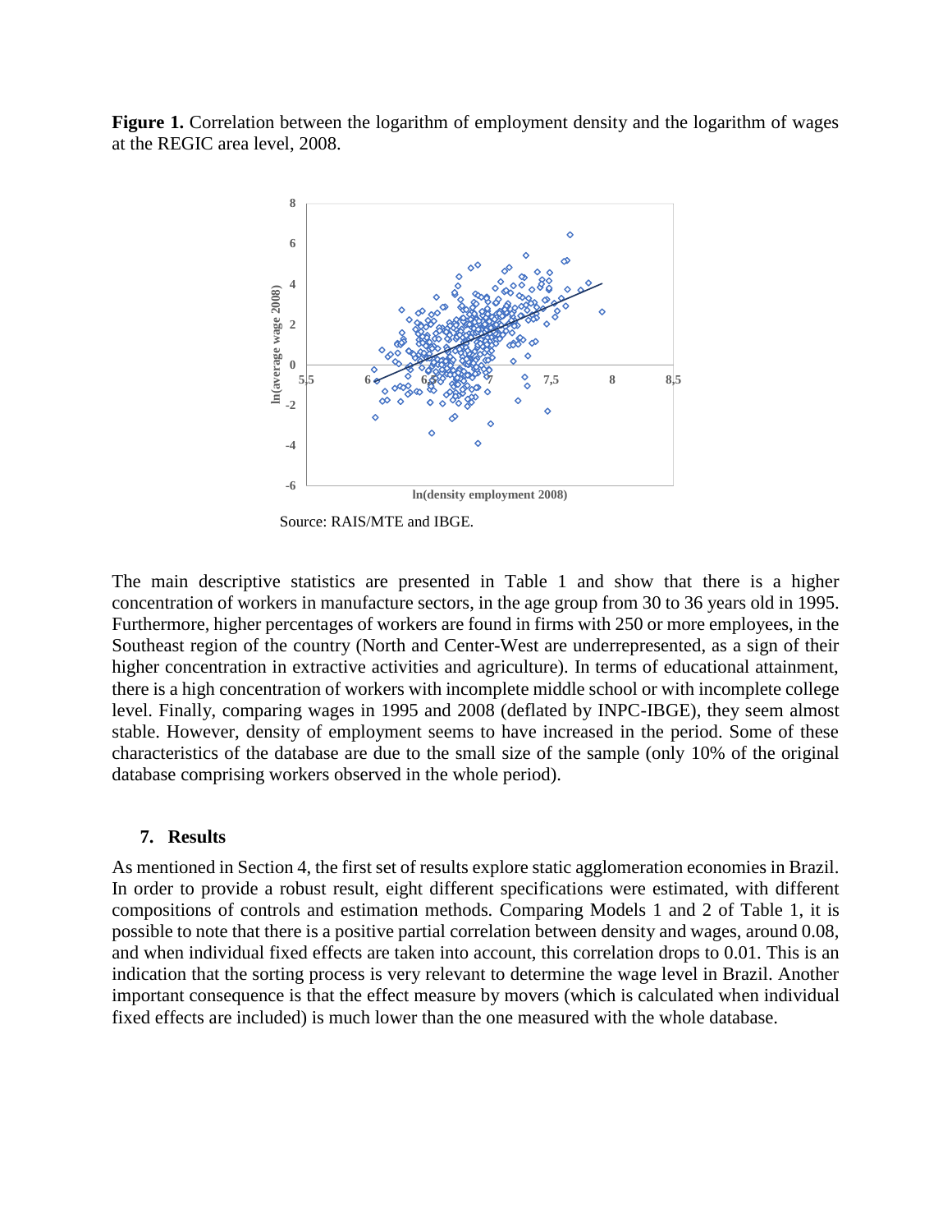**Figure 1.** Correlation between the logarithm of employment density and the logarithm of wages at the REGIC area level, 2008.

Source: RAIS/MTE and IBGE.

The main descriptive statistics are presented in Table 1 and show that there is a higher concentration of workers in manufacture sectors, in the age group from 30 to 36 years old in 1995. Furthermore, higher percentages of workers are found in firms with 250 or more employees, in the Southeast region of the country (North and Center-West are underrepresented, as a sign of their higher concentration in extractive activities and agriculture). In terms of educational attainment, there is a high concentration of workers with incomplete middle school or with incomplete college level. Finally, comparing wages in 1995 and 2008 (deflated by INPC-IBGE), they seem almost stable. However, density of employment seems to have increased in the period. Some of these characteristics of the database are due to the small size of the sample (only 10% of the original database comprising workers observed in the whole period).

## 7. Results

As mentioned in Section 4, the first set of results explore static agglomeration economies in Brazil. In order to provide a robust result, eight different specifications were estimated, with different compositions of controls and estimation methods. Comparing Models 1 and 2 of Table 1, it is possible to note that there is a positive partial correlation between density and wages, around 0.08, and when individual fixed effects are taken into account, this correlation drops to 0.01. This is an indication that the sorting process is very relevant to determine the wage level in Brazil. Another important consequence is that the effect measure by movers (which is calculated when individual fixed effects are included) is much lower than the one measured with the whole database.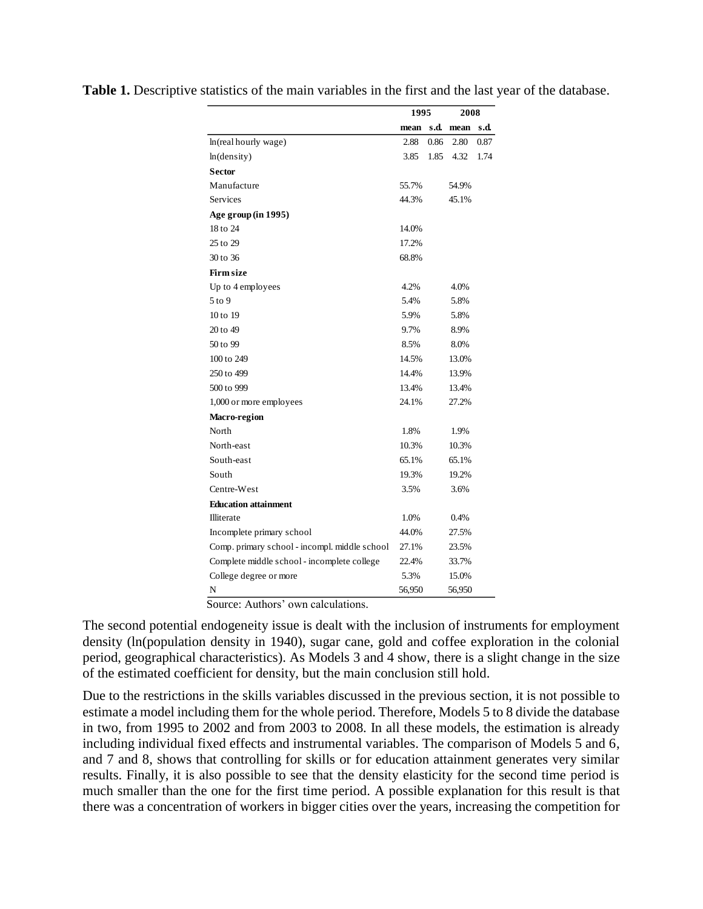**Table 1.** Descriptive statistics of the main variables in the first and the last year of the database.

| | 1995 | | 2008 | |
|---|---|---|---|---|
| | mean | s.d. | mean | s.d. |
| ln(real hourly wage) | 2.88 | 0.86 | 2.80 | 0.87 |
| ln(density) | 3.85 | 1.85 | 4.32 | 1.74 |
| **Sector** | | | | |
| Manufacture | 55.7% | | 54.9% | |
| Services | 44.3% | | 45.1% | |
| **Age group (in 1995)** | | | | |
| 18 to 24 | 14.0% | | | |
| 25 to 29 | 17.2% | | | |
| 30 to 36 | 68.8% | | | |
| **Firm size** | | | | |
| Up to 4 employees | 4.2% | | 4.0% | |
| 5 to 9 | 5.4% | | 5.8% | |
| 10 to 19 | 5.9% | | 5.8% | |
| 20 to 49 | 9.7% | | 8.9% | |
| 50 to 99 | 8.5% | | 8.0% | |
| 100 to 249 | 14.5% | | 13.0% | |
| 250 to 499 | 14.4% | | 13.9% | |
| 500 to 999 | 13.4% | | 13.4% | |
| 1,000 or more employees | 24.1% | | 27.2% | |
| **Macro-region** | | | | |
| North | 1.8% | | 1.9% | |
| North-east | 10.3% | | 10.3% | |
| South-east | 65.1% | | 65.1% | |
| South | 19.3% | | 19.2% | |
| Centre-West | 3.5% | | 3.6% | |
| **Education attainment** | | | | |
| Illiterate | 1.0% | | 0.4% | |
| Incomplete primary school | 44.0% | | 27.5% | |
| Comp. primary school - incompl. middle school | 27.1% | | 23.5% | |
| Complete middle school - incomplete college | 22.4% | | 33.7% | |
| College degree or more | 5.3% | | 15.0% | |
| N | 56,950 | | 56,950 | |

Source: Authors' own calculations.

The second potential endogeneity issue is dealt with the inclusion of instruments for employment density (ln(population density in 1940), sugar cane, gold and coffee exploration in the colonial period, geographical characteristics). As Models 3 and 4 show, there is a slight change in the size of the estimated coefficient for density, but the main conclusion still hold.

Due to the restrictions in the skills variables discussed in the previous section, it is not possible to estimate a model including them for the whole period. Therefore, Models 5 to 8 divide the database in two, from 1995 to 2002 and from 2003 to 2008. In all these models, the estimation is already including individual fixed effects and instrumental variables. The comparison of Models 5 and 6, and 7 and 8, shows that controlling for skills or for education attainment generates very similar results. Finally, it is also possible to see that the density elasticity for the second time period is much smaller than the one for the first time period. A possible explanation for this result is that there was a concentration of workers in bigger cities over the years, increasing the competition for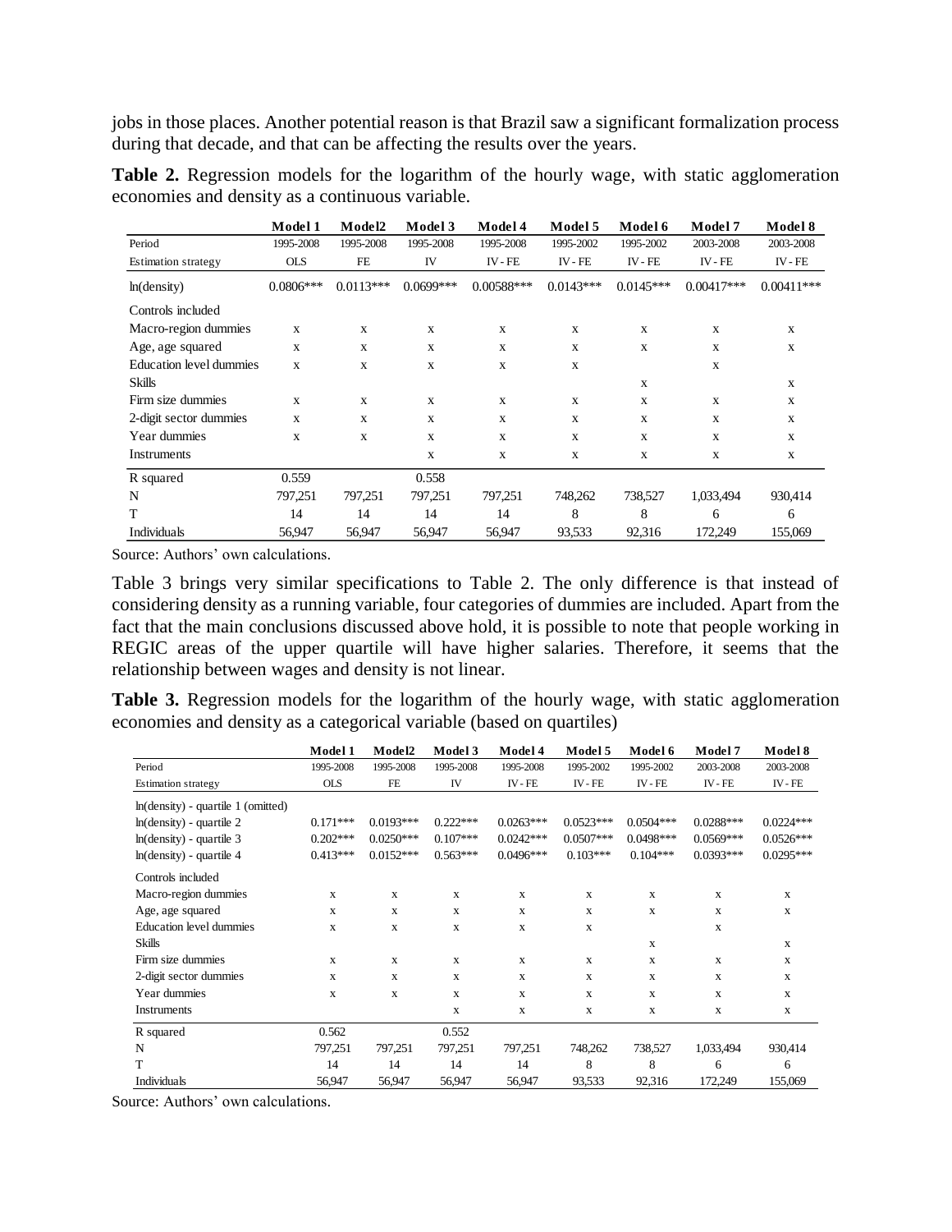jobs in those places. Another potential reason is that Brazil saw a significant formalization process during that decade, and that can be affecting the results over the years.

**Table 2.** Regression models for the logarithm of the hourly wage, with static agglomeration economies and density as a continuous variable.

| | Model 1 | Model2 | Model 3 | Model 4 | Model 5 | Model 6 | Model 7 | Model 8 |
|---|---|---|---|---|---|---|---|---|
| Period | 1995-2008 | 1995-2008 | 1995-2008 | 1995-2008 | 1995-2002 | 1995-2002 | 2003-2008 | 2003-2008 |
| Estimation strategy | OLS | FE | IV | IV - FE | IV - FE | IV - FE | IV - FE | IV - FE |
| ln(density) | 0.0806*** | 0.0113*** | 0.0699*** | 0.00588*** | 0.0143*** | 0.0145*** | 0.00417*** | 0.00411*** |
| Controls included | | | | | | | | |
| Macro-region dummies | x | x | x | x | x | x | x | x |
| Age, age squared | x | x | x | x | x | x | x | x |
| Education level dummies | x | x | x | x | x | | x | |
| Skills | | | | | | x | | x |
| Firm size dummies | x | x | x | x | x | x | x | x |
| 2-digit sector dummies | x | x | x | x | x | x | x | x |
| Year dummies | x | x | x | x | x | x | x | x |
| Instruments | | | x | x | x | x | x | x |
| R squared | 0.559 | | 0.558 | | | | | |
| N | 797,251 | 797,251 | 797,251 | 797,251 | 748,262 | 738,527 | 1,033,494 | 930,414 |
| T | 14 | 14 | 14 | 14 | 8 | 8 | 6 | 6 |
| Individuals | 56,947 | 56,947 | 56,947 | 56,947 | 93,533 | 92,316 | 172,249 | 155,069 |

Source: Authors' own calculations.

Table 3 brings very similar specifications to Table 2. The only difference is that instead of considering density as a running variable, four categories of dummies are included. Apart from the fact that the main conclusions discussed above hold, it is possible to note that people working in REGIC areas of the upper quartile will have higher salaries. Therefore, it seems that the relationship between wages and density is not linear.

**Table 3.** Regression models for the logarithm of the hourly wage, with static agglomeration economies and density as a categorical variable (based on quartiles)

| | Model 1 | Model2 | Model 3 | Model 4 | Model 5 | Model 6 | Model 7 | Model 8 |
|---|---|---|---|---|---|---|---|---|
| Period | 1995-2008 | 1995-2008 | 1995-2008 | 1995-2008 | 1995-2002 | 1995-2002 | 2003-2008 | 2003-2008 |
| Estimation strategy | OLS | FE | IV | IV - FE | IV - FE | IV - FE | IV - FE | IV - FE |
| ln(density) - quartile 1 (omitted) | | | | | | | | |
| ln(density) - quartile 2 | 0.171*** | 0.0193*** | 0.222*** | 0.0263*** | 0.0523*** | 0.0504*** | 0.0288*** | 0.0224*** |
| ln(density) - quartile 3 | 0.202*** | 0.0250*** | 0.107*** | 0.0242*** | 0.0507*** | 0.0498*** | 0.0569*** | 0.0526*** |
| ln(density) - quartile 4 | 0.413*** | 0.0152*** | 0.563*** | 0.0496*** | 0.103*** | 0.104*** | 0.0393*** | 0.0295*** |
| Controls included | | | | | | | | |
| Macro-region dummies | x | x | x | x | x | x | x | x |
| Age, age squared | x | x | x | x | x | x | x | x |
| Education level dummies | x | x | x | x | x | | x | |
| Skills | | | | | | x | | x |
| Firm size dummies | x | x | x | x | x | x | x | x |
| 2-digit sector dummies | x | x | x | x | x | x | x | x |
| Year dummies | x | x | x | x | x | x | x | x |
| Instruments | | | x | x | x | x | x | x |
| R squared | 0.562 | | 0.552 | | | | | |
| N | 797,251 | 797,251 | 797,251 | 797,251 | 748,262 | 738,527 | 1,033,494 | 930,414 |
| T | 14 | 14 | 14 | 14 | 8 | 8 | 6 | 6 |
| Individuals | 56,947 | 56,947 | 56,947 | 56,947 | 93,533 | 92,316 | 172,249 | 155,069 |

Source: Authors' own calculations.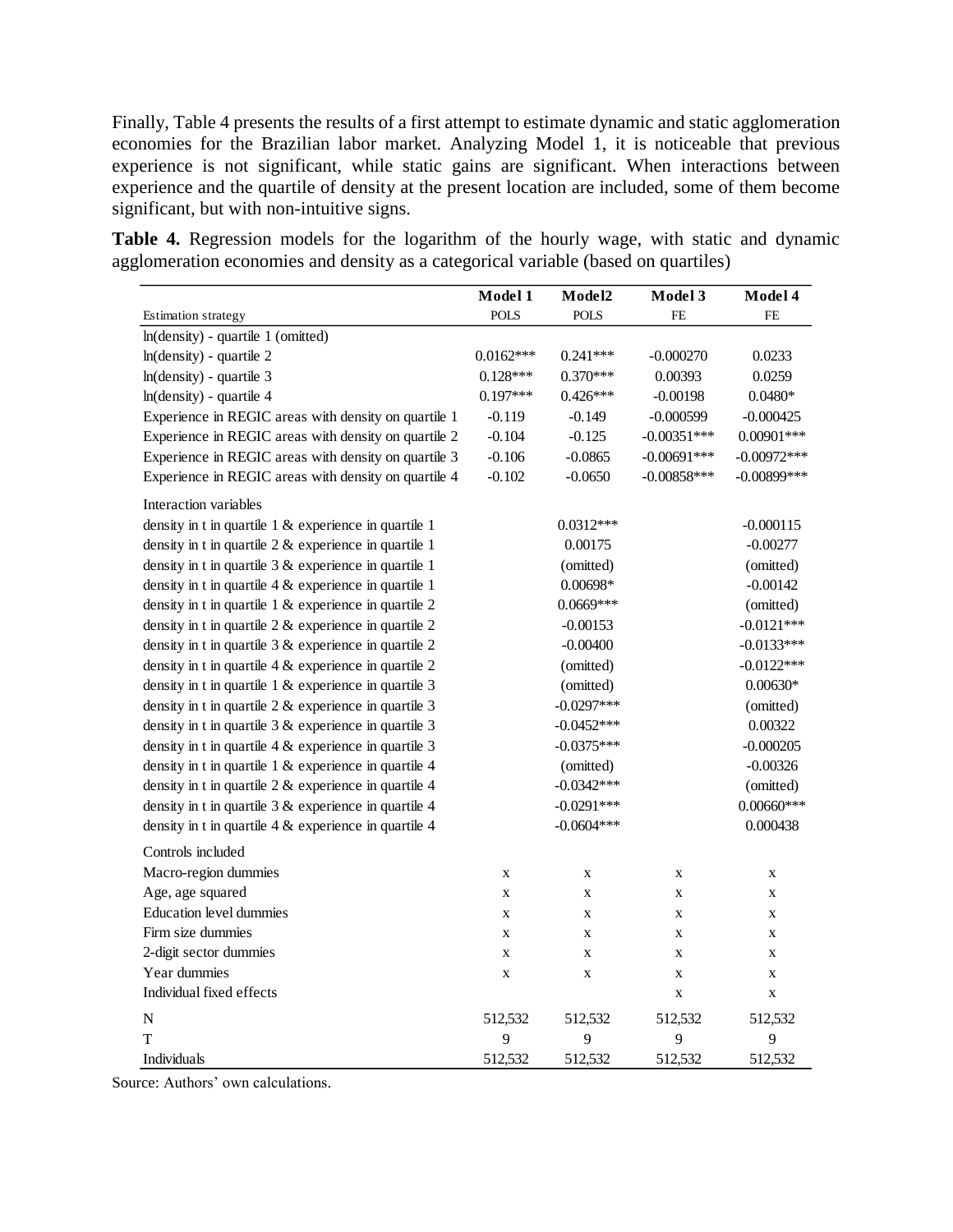Finally, Table 4 presents the results of a first attempt to estimate dynamic and static agglomeration economies for the Brazilian labor market. Analyzing Model 1, it is noticeable that previous experience is not significant, while static gains are significant. When interactions between experience and the quartile of density at the present location are included, some of them become significant, but with non-intuitive signs.

**Table 4.** Regression models for the logarithm of the hourly wage, with static and dynamic agglomeration economies and density as a categorical variable (based on quartiles)

| | Model 1 | Model2 | Model 3 | Model 4 |
|---|---|---|---|---|
| Estimation strategy | POLS | POLS | FE | FE |
| ln(density) - quartile 1 (omitted) | | | | |
| ln(density) - quartile 2 | 0.0162*** | 0.241*** | -0.000270 | 0.0233 |
| ln(density) - quartile 3 | 0.128*** | 0.370*** | 0.00393 | 0.0259 |
| ln(density) - quartile 4 | 0.197*** | 0.426*** | -0.00198 | 0.0480* |
| Experience in REGIC areas with density on quartile 1 | -0.119 | -0.149 | -0.000599 | -0.000425 |
| Experience in REGIC areas with density on quartile 2 | -0.104 | -0.125 | -0.00351*** | 0.00901*** |
| Experience in REGIC areas with density on quartile 3 | -0.106 | -0.0865 | -0.00691*** | -0.00972*** |
| Experience in REGIC areas with density on quartile 4 | -0.102 | -0.0650 | -0.00858*** | -0.00899*** |
| Interaction variables | | | | |
| density in t in quartile 1 & experience in quartile 1 | | 0.0312*** | | -0.000115 |
| density in t in quartile 2 & experience in quartile 1 | | 0.00175 | | -0.00277 |
| density in t in quartile 3 & experience in quartile 1 | | (omitted) | | (omitted) |
| density in t in quartile 4 & experience in quartile 1 | | 0.00698* | | -0.00142 |
| density in t in quartile 1 & experience in quartile 2 | | 0.0669*** | | (omitted) |
| density in t in quartile 2 & experience in quartile 2 | | -0.00153 | | -0.0121*** |
| density in t in quartile 3 & experience in quartile 2 | | -0.00400 | | -0.0133*** |
| density in t in quartile 4 & experience in quartile 2 | | (omitted) | | -0.0122*** |
| density in t in quartile 1 & experience in quartile 3 | | (omitted) | | 0.00630* |
| density in t in quartile 2 & experience in quartile 3 | | -0.0297*** | | (omitted) |
| density in t in quartile 3 & experience in quartile 3 | | -0.0452*** | | 0.00322 |
| density in t in quartile 4 & experience in quartile 3 | | -0.0375*** | | -0.000205 |
| density in t in quartile 1 & experience in quartile 4 | | (omitted) | | -0.00326 |
| density in t in quartile 2 & experience in quartile 4 | | -0.0342*** | | (omitted) |
| density in t in quartile 3 & experience in quartile 4 | | -0.0291*** | | 0.00660*** |
| density in t in quartile 4 & experience in quartile 4 | | -0.0604*** | | 0.000438 |
| Controls included | | | | |
| Macro-region dummies | x | x | x | x |
| Age, age squared | x | x | x | x |
| Education level dummies | x | x | x | x |
| Firm size dummies | x | x | x | x |
| 2-digit sector dummies | x | x | x | x |
| Year dummies | x | x | x | x |
| Individual fixed effects | | | x | x |
| N | 512,532 | 512,532 | 512,532 | 512,532 |
| T | 9 | 9 | 9 | 9 |
| Individuals | 512,532 | 512,532 | 512,532 | 512,532 |

Source: Authors' own calculations.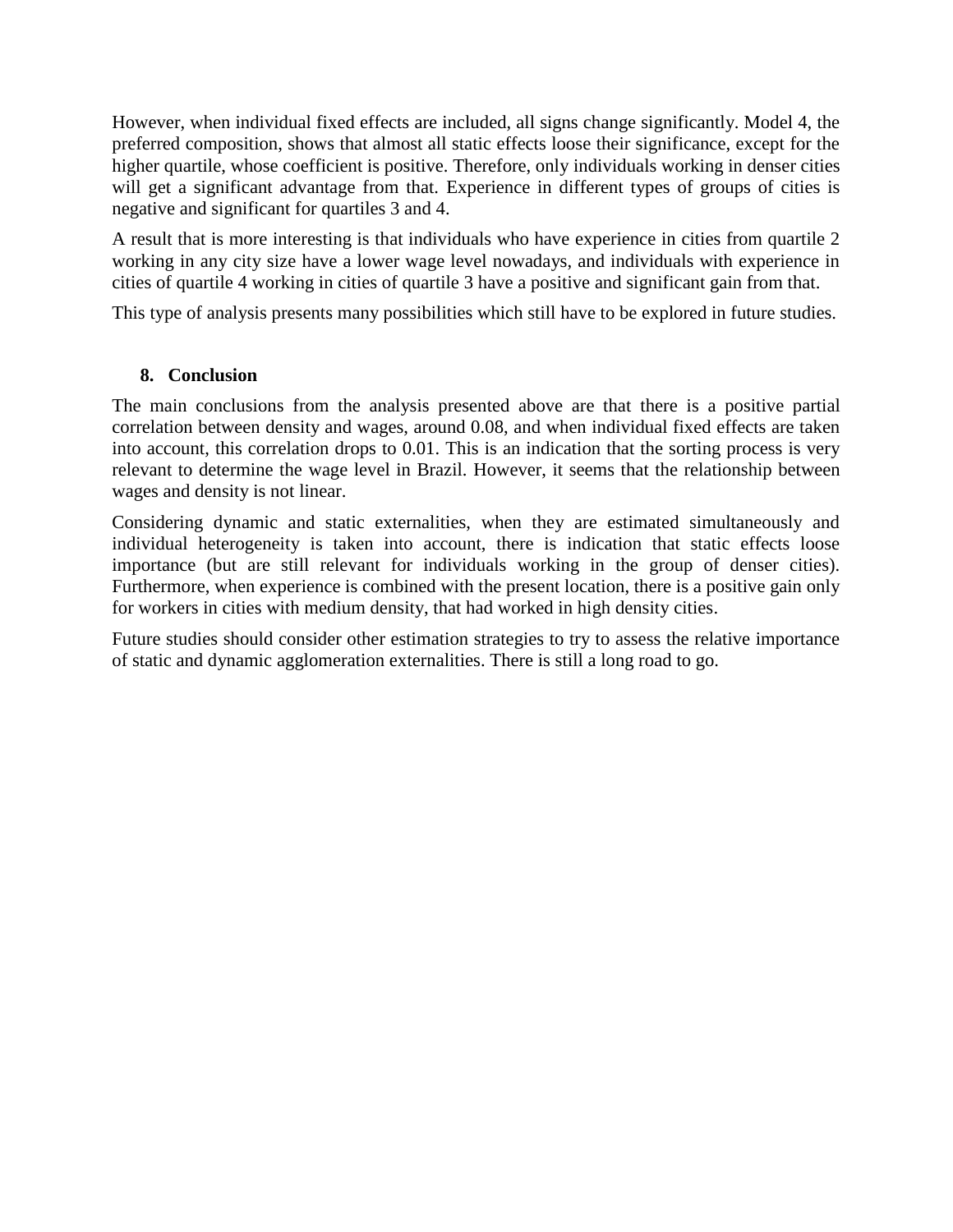However, when individual fixed effects are included, all signs change significantly. Model 4, the preferred composition, shows that almost all static effects loose their significance, except for the higher quartile, whose coefficient is positive. Therefore, only individuals working in denser cities will get a significant advantage from that. Experience in different types of groups of cities is negative and significant for quartiles 3 and 4.

A result that is more interesting is that individuals who have experience in cities from quartile 2 working in any city size have a lower wage level nowadays, and individuals with experience in cities of quartile 4 working in cities of quartile 3 have a positive and significant gain from that.

This type of analysis presents many possibilities which still have to be explored in future studies.

## 8. Conclusion

The main conclusions from the analysis presented above are that there is a positive partial correlation between density and wages, around 0.08, and when individual fixed effects are taken into account, this correlation drops to 0.01. This is an indication that the sorting process is very relevant to determine the wage level in Brazil. However, it seems that the relationship between wages and density is not linear.

Considering dynamic and static externalities, when they are estimated simultaneously and individual heterogeneity is taken into account, there is indication that static effects loose importance (but are still relevant for individuals working in the group of denser cities). Furthermore, when experience is combined with the present location, there is a positive gain only for workers in cities with medium density, that had worked in high density cities.

Future studies should consider other estimation strategies to try to assess the relative importance of static and dynamic agglomeration externalities. There is still a long road to go.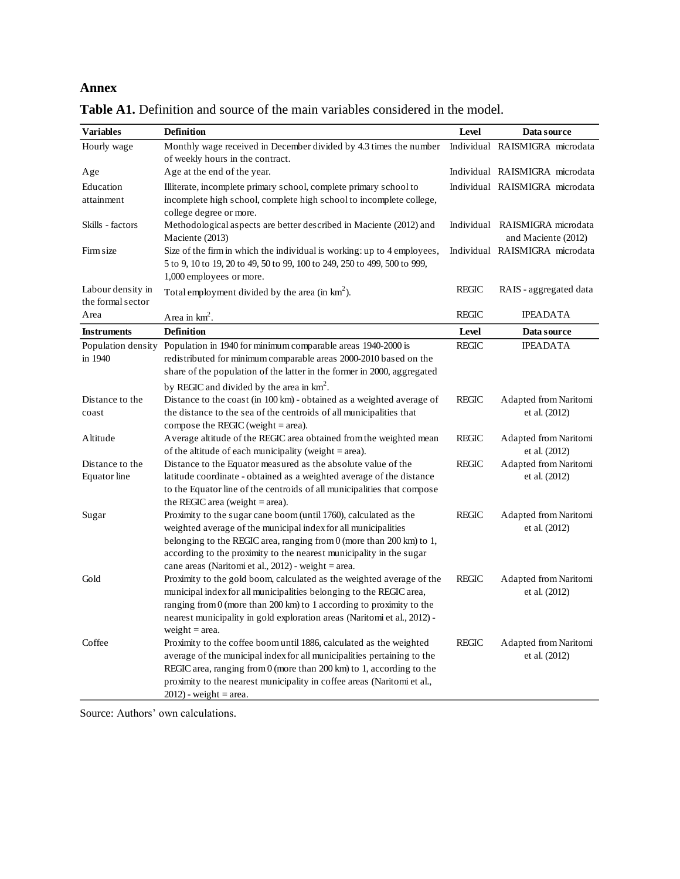## Annex

**Table A1.** Definition and source of the main variables considered in the model.

| Variables | Definition | Level | Data source |
|---|---|---|---|
| Hourly wage | Monthly wage received in December divided by 4.3 times the number of weekly hours in the contract. | Individual | RAISMIGRA microdata |
| Age | Age at the end of the year. | Individual | RAISMIGRA microdata |
| Education attainment | Illiterate, incomplete primary school, complete primary school to incomplete high school, complete high school to incomplete college, college degree or more. | Individual | RAISMIGRA microdata |
| Skills - factors | Methodological aspects are better described in Maciente (2012) and Maciente (2013) | Individual | RAISMIGRA microdata and Maciente (2012) |
| Firm size | Size of the firm in which the individual is working: up to 4 employees, 5 to 9, 10 to 19, 20 to 49, 50 to 99, 100 to 249, 250 to 499, 500 to 999, 1,000 employees or more. | Individual | RAISMIGRA microdata |
| Labour density in the formal sector | Total employment divided by the area (in km$^2$). | REGIC | RAIS - aggregated data |
| Area | Area in km$^2$. | REGIC | IPEADATA |
| **Instruments** | **Definition** | **Level** | **Data source** |
| Population density in 1940 | Population in 1940 for minimum comparable areas 1940-2000 is redistributed for minimum comparable areas 2000-2010 based on the share of the population of the latter in the former in 2000, aggregated by REGIC and divided by the area in km$^2$. | REGIC | IPEADATA |
| Distance to the coast | Distance to the coast (in 100 km) - obtained as a weighted average of the distance to the sea of the centroids of all municipalities that compose the REGIC (weight = area). | REGIC | Adapted from Naritomi et al. (2012) |
| Altitude | Average altitude of the REGIC area obtained from the weighted mean of the altitude of each municipality (weight = area). | REGIC | Adapted from Naritomi et al. (2012) |
| Distance to the Equator line | Distance to the Equator measured as the absolute value of the latitude coordinate - obtained as a weighted average of the distance to the Equator line of the centroids of all municipalities that compose the REGIC area (weight = area). | REGIC | Adapted from Naritomi et al. (2012) |
| Sugar | Proximity to the sugar cane boom (until 1760), calculated as the weighted average of the municipal index for all municipalities belonging to the REGIC area, ranging from 0 (more than 200 km) to 1, according to the proximity to the nearest municipality in the sugar cane areas (Naritomi et al., 2012) - weight = area. | REGIC | Adapted from Naritomi et al. (2012) |
| Gold | Proximity to the gold boom, calculated as the weighted average of the municipal index for all municipalities belonging to the REGIC area, ranging from 0 (more than 200 km) to 1 according to proximity to the nearest municipality in gold exploration areas (Naritomi et al., 2012) - weight = area. | REGIC | Adapted from Naritomi et al. (2012) |
| Coffee | Proximity to the coffee boom until 1886, calculated as the weighted average of the municipal index for all municipalities pertaining to the REGIC area, ranging from 0 (more than 200 km) to 1, according to the proximity to the nearest municipality in coffee areas (Naritomi et al., 2012) - weight = area. | REGIC | Adapted from Naritomi et al. (2012) |

Source: Authors' own calculations.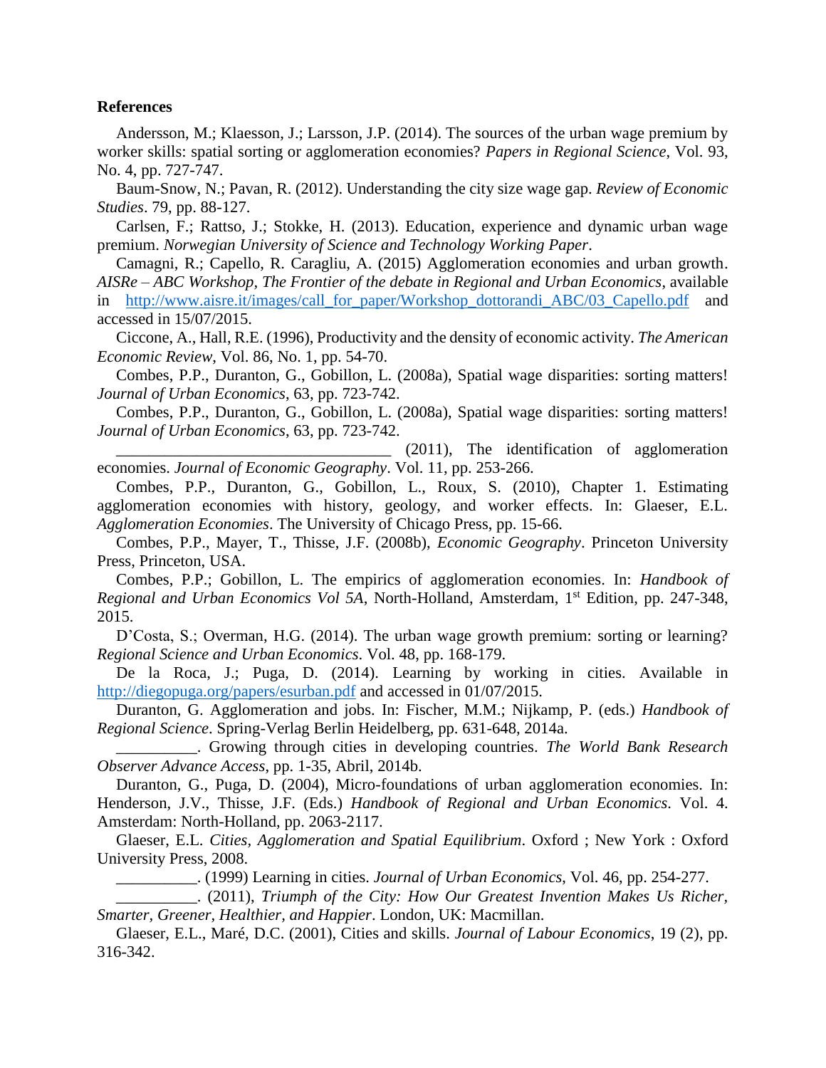**References**

Andersson, M.; Klaesson, J.; Larsson, J.P. (2014). The sources of the urban wage premium by worker skills: spatial sorting or agglomeration economies? *Papers in Regional Science*, Vol. 93, No. 4, pp. 727-747.

Baum-Snow, N.; Pavan, R. (2012). Understanding the city size wage gap. *Review of Economic Studies*. 79, pp. 88-127.

Carlsen, F.; Rattso, J.; Stokke, H. (2013). Education, experience and dynamic urban wage premium. *Norwegian University of Science and Technology Working Paper*.

Camagni, R.; Capello, R. Caragliu, A. (2015) Agglomeration economies and urban growth. *AISRe – ABC Workshop, The Frontier of the debate in Regional and Urban Economics*, available in http://www.aisre.it/images/call_for_paper/Workshop_dottorandi_ABC/03_Capello.pdf and accessed in 15/07/2015.

Ciccone, A., Hall, R.E. (1996), Productivity and the density of economic activity. *The American Economic Review*, Vol. 86, No. 1, pp. 54-70.

Combes, P.P., Duranton, G., Gobillon, L. (2008a), Spatial wage disparities: sorting matters! *Journal of Urban Economics*, 63, pp. 723-742.

Combes, P.P., Duranton, G., Gobillon, L. (2008a), Spatial wage disparities: sorting matters! *Journal of Urban Economics*, 63, pp. 723-742.

__________________________________ (2011), The identification of agglomeration economies. *Journal of Economic Geography*. Vol. 11, pp. 253-266.

Combes, P.P., Duranton, G., Gobillon, L., Roux, S. (2010), Chapter 1. Estimating agglomeration economies with history, geology, and worker effects. In: Glaeser, E.L. *Agglomeration Economies*. The University of Chicago Press, pp. 15-66.

Combes, P.P., Mayer, T., Thisse, J.F. (2008b), *Economic Geography*. Princeton University Press, Princeton, USA.

Combes, P.P.; Gobillon, L. The empirics of agglomeration economies. In: *Handbook of Regional and Urban Economics Vol 5A*, North-Holland, Amsterdam, 1st Edition, pp. 247-348, 2015.

D'Costa, S.; Overman, H.G. (2014). The urban wage growth premium: sorting or learning? *Regional Science and Urban Economics*. Vol. 48, pp. 168-179.

De la Roca, J.; Puga, D. (2014). Learning by working in cities. Available in http://diegopuga.org/papers/esurban.pdf and accessed in 01/07/2015.

Duranton, G. Agglomeration and jobs. In: Fischer, M.M.; Nijkamp, P. (eds.) *Handbook of Regional Science*. Spring-Verlag Berlin Heidelberg, pp. 631-648, 2014a.

__________. Growing through cities in developing countries. *The World Bank Research Observer Advance Access*, pp. 1-35, Abril, 2014b.

Duranton, G., Puga, D. (2004), Micro-foundations of urban agglomeration economies. In: Henderson, J.V., Thisse, J.F. (Eds.) *Handbook of Regional and Urban Economics*. Vol. 4. Amsterdam: North-Holland, pp. 2063-2117.

Glaeser, E.L. *Cities, Agglomeration and Spatial Equilibrium*. Oxford ; New York : Oxford University Press, 2008.

__________. (1999) Learning in cities. *Journal of Urban Economics*, Vol. 46, pp. 254-277.

__________. (2011), *Triumph of the City: How Our Greatest Invention Makes Us Richer, Smarter, Greener, Healthier, and Happier*. London, UK: Macmillan.

Glaeser, E.L., Maré, D.C. (2001), Cities and skills. *Journal of Labour Economics*, 19 (2), pp. 316-342.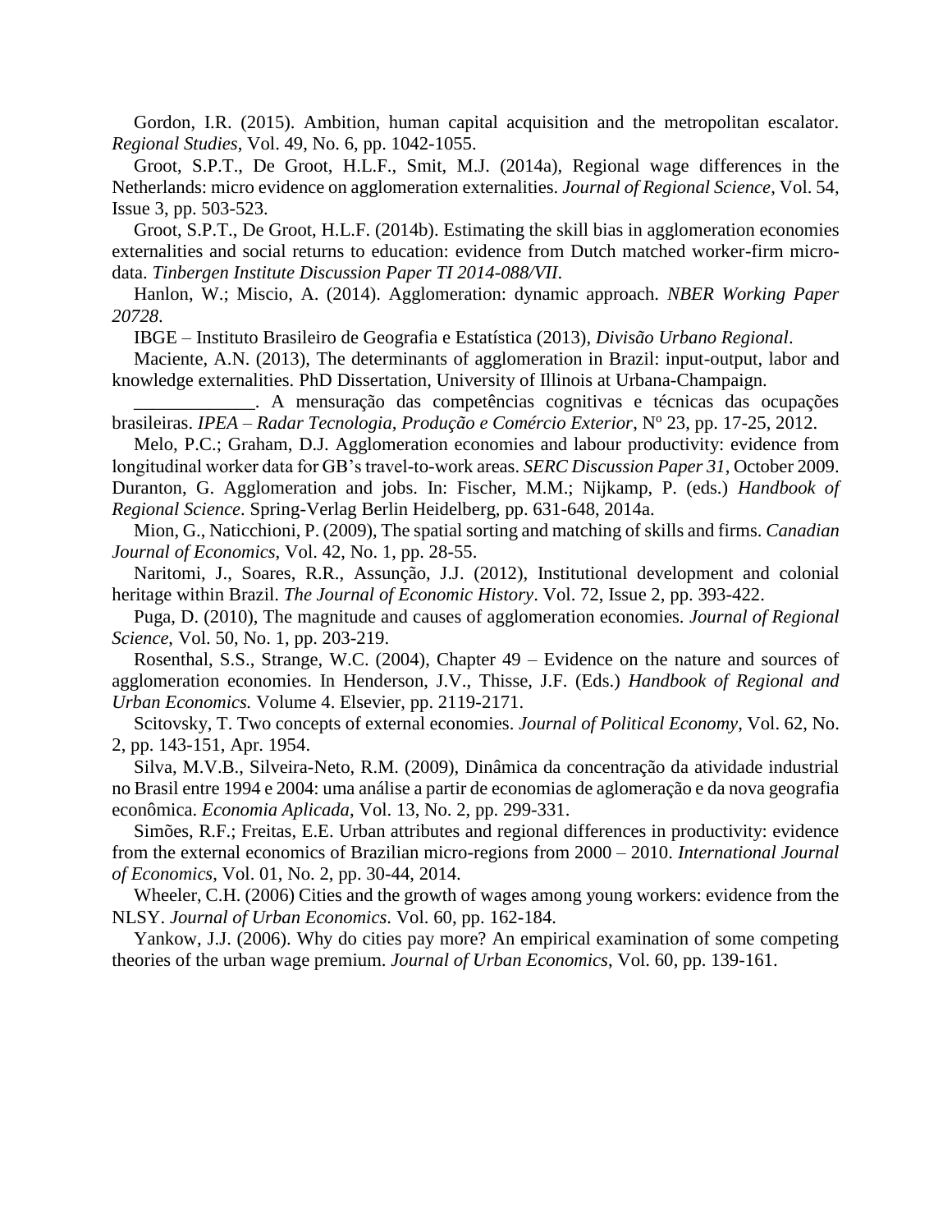Gordon, I.R. (2015). Ambition, human capital acquisition and the metropolitan escalator. *Regional Studies*, Vol. 49, No. 6, pp. 1042-1055.

Groot, S.P.T., De Groot, H.L.F., Smit, M.J. (2014a), Regional wage differences in the Netherlands: micro evidence on agglomeration externalities. *Journal of Regional Science*, Vol. 54, Issue 3, pp. 503-523.

Groot, S.P.T., De Groot, H.L.F. (2014b). Estimating the skill bias in agglomeration economies externalities and social returns to education: evidence from Dutch matched worker-firm micro-data. *Tinbergen Institute Discussion Paper TI 2014-088/VII*.

Hanlon, W.; Miscio, A. (2014). Agglomeration: dynamic approach. *NBER Working Paper 20728*.

IBGE – Instituto Brasileiro de Geografia e Estatística (2013), *Divisão Urbano Regional*.

Maciente, A.N. (2013), The determinants of agglomeration in Brazil: input-output, labor and knowledge externalities. PhD Dissertation, University of Illinois at Urbana-Champaign.

____________. A mensuração das competências cognitivas e técnicas das ocupações brasileiras. *IPEA – Radar Tecnologia, Produção e Comércio Exterior*, Nº 23, pp. 17-25, 2012.

Melo, P.C.; Graham, D.J. Agglomeration economies and labour productivity: evidence from longitudinal worker data for GB's travel-to-work areas. *SERC Discussion Paper 31*, October 2009. Duranton, G. Agglomeration and jobs. In: Fischer, M.M.; Nijkamp, P. (eds.) *Handbook of Regional Science*. Spring-Verlag Berlin Heidelberg, pp. 631-648, 2014a.

Mion, G., Naticchioni, P. (2009), The spatial sorting and matching of skills and firms. *Canadian Journal of Economics*, Vol. 42, No. 1, pp. 28-55.

Naritomi, J., Soares, R.R., Assunção, J.J. (2012), Institutional development and colonial heritage within Brazil. *The Journal of Economic History*. Vol. 72, Issue 2, pp. 393-422.

Puga, D. (2010), The magnitude and causes of agglomeration economies. *Journal of Regional Science*, Vol. 50, No. 1, pp. 203-219.

Rosenthal, S.S., Strange, W.C. (2004), Chapter 49 – Evidence on the nature and sources of agglomeration economies. In Henderson, J.V., Thisse, J.F. (Eds.) *Handbook of Regional and Urban Economics.* Volume 4. Elsevier, pp. 2119-2171.

Scitovsky, T. Two concepts of external economies. *Journal of Political Economy*, Vol. 62, No. 2, pp. 143-151, Apr. 1954.

Silva, M.V.B., Silveira-Neto, R.M. (2009), Dinâmica da concentração da atividade industrial no Brasil entre 1994 e 2004: uma análise a partir de economias de aglomeração e da nova geografia econômica. *Economia Aplicada*, Vol. 13, No. 2, pp. 299-331.

Simões, R.F.; Freitas, E.E. Urban attributes and regional differences in productivity: evidence from the external economics of Brazilian micro-regions from 2000 – 2010. *International Journal of Economics*, Vol. 01, No. 2, pp. 30-44, 2014.

Wheeler, C.H. (2006) Cities and the growth of wages among young workers: evidence from the NLSY. *Journal of Urban Economics*. Vol. 60, pp. 162-184.

Yankow, J.J. (2006). Why do cities pay more? An empirical examination of some competing theories of the urban wage premium. *Journal of Urban Economics*, Vol. 60, pp. 139-161.